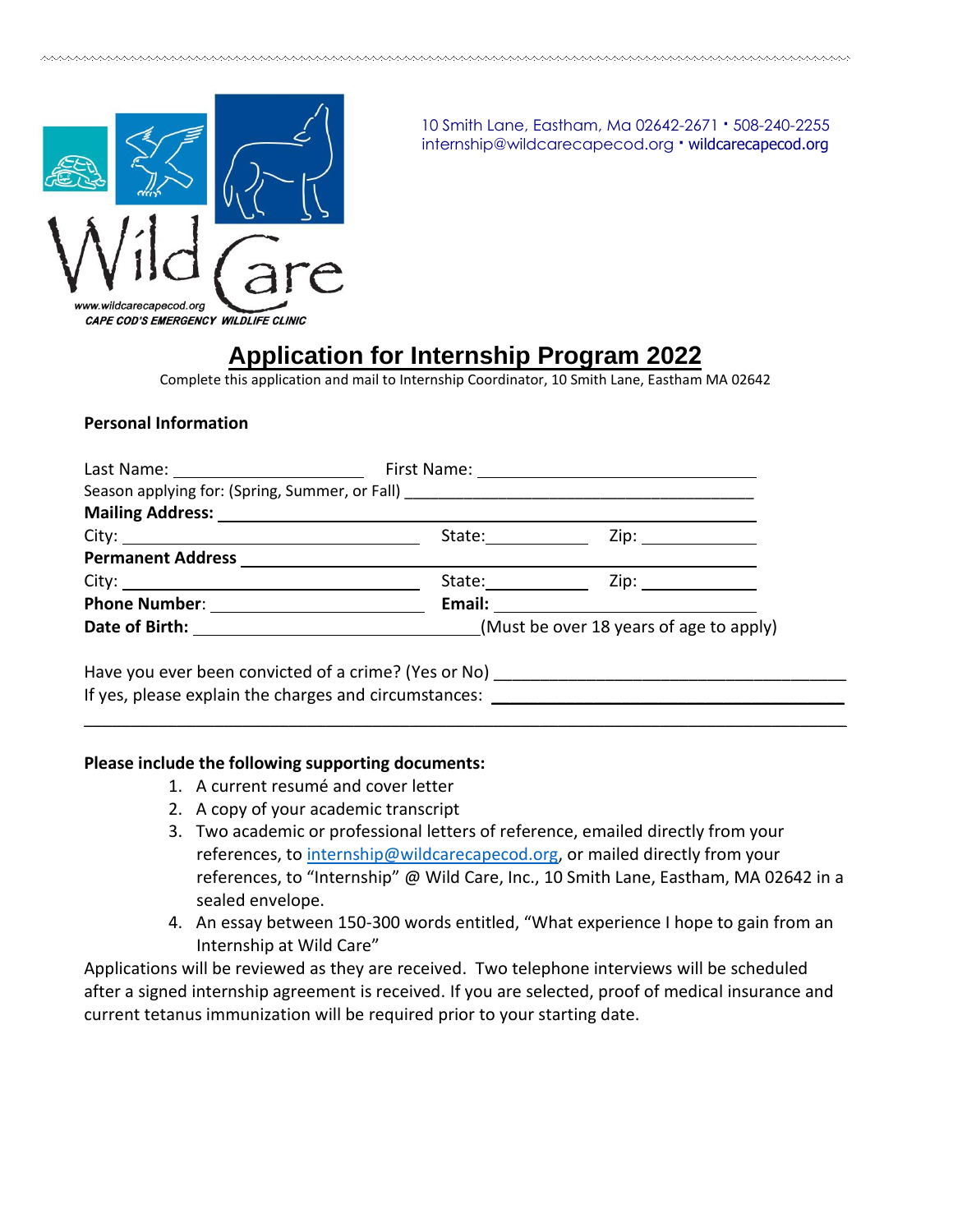www.wildcarecapecod.org
CAPE COD'S EMERGENCY WILDLIFE CLINIC

10 Smith Lane, Eastham, Ma 02642-2671 · 508-240-2255
internship@wildcarecapecod.org · wildcarecapecod.org

# Application for Internship Program 2022

Complete this application and mail to Internship Coordinator, 10 Smith Lane, Eastham MA 02642

**Personal Information**

Last Name: ____________________ First Name: ______________________________

Season applying for: (Spring, Summer, or Fall) ______________________________________

**Mailing Address:** ______________________________________________________

City: ______________________________ State: __________ Zip: ____________

**Permanent Address** ____________________________________________________

City: ______________________________ State: __________ Zip: ____________

**Phone Number**: ______________________ **Email:** ____________________________

**Date of Birth:** ____________________________(Must be over 18 years of age to apply)

Have you ever been convicted of a crime? (Yes or No) ____________________________________

If yes, please explain the charges and circumstances: ____________________________________

_____________________________________________________________________________

**Please include the following supporting documents:**

1. A current resumé and cover letter
2. A copy of your academic transcript
3. Two academic or professional letters of reference, emailed directly from your references, to internship@wildcarecapecod.org, or mailed directly from your references, to "Internship" @ Wild Care, Inc., 10 Smith Lane, Eastham, MA 02642 in a sealed envelope.
4. An essay between 150-300 words entitled, "What experience I hope to gain from an Internship at Wild Care"

Applications will be reviewed as they are received. Two telephone interviews will be scheduled after a signed internship agreement is received. If you are selected, proof of medical insurance and current tetanus immunization will be required prior to your starting date.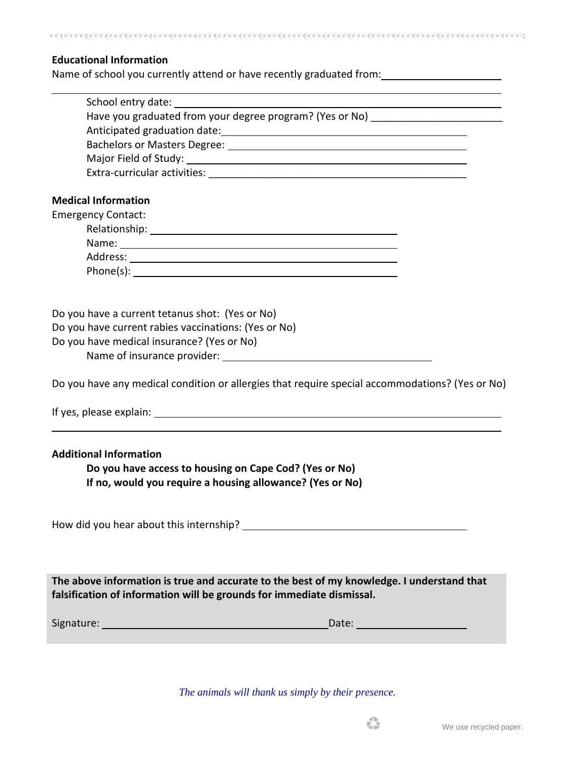**Educational Information**

Name of school you currently attend or have recently graduated from: ______________________

______________________________________________________________________

School entry date: ______________________

Have you graduated from your degree program? (Yes or No) ______________________

Anticipated graduation date: ______________________

Bachelors or Masters Degree: ______________________

Major Field of Study: ______________________

Extra-curricular activities: ______________________

**Medical Information**

Emergency Contact:

Relationship: ______________________

Name: ______________________

Address: ______________________

Phone(s): ______________________

Do you have a current tetanus shot: (Yes or No)

Do you have current rabies vaccinations: (Yes or No)

Do you have medical insurance? (Yes or No)

Name of insurance provider: ______________________

Do you have any medical condition or allergies that require special accommodations? (Yes or No)

If yes, please explain: ______________________

______________________________________________________________________

**Additional Information**

**Do you have access to housing on Cape Cod? (Yes or No)**

**If no, would you require a housing allowance? (Yes or No)**

How did you hear about this internship? ______________________

**The above information is true and accurate to the best of my knowledge. I understand that falsification of information will be grounds for immediate dismissal.**

Signature: ______________________ Date: ______________________

*The animals will thank us simply by their presence.*

We use recycled paper.